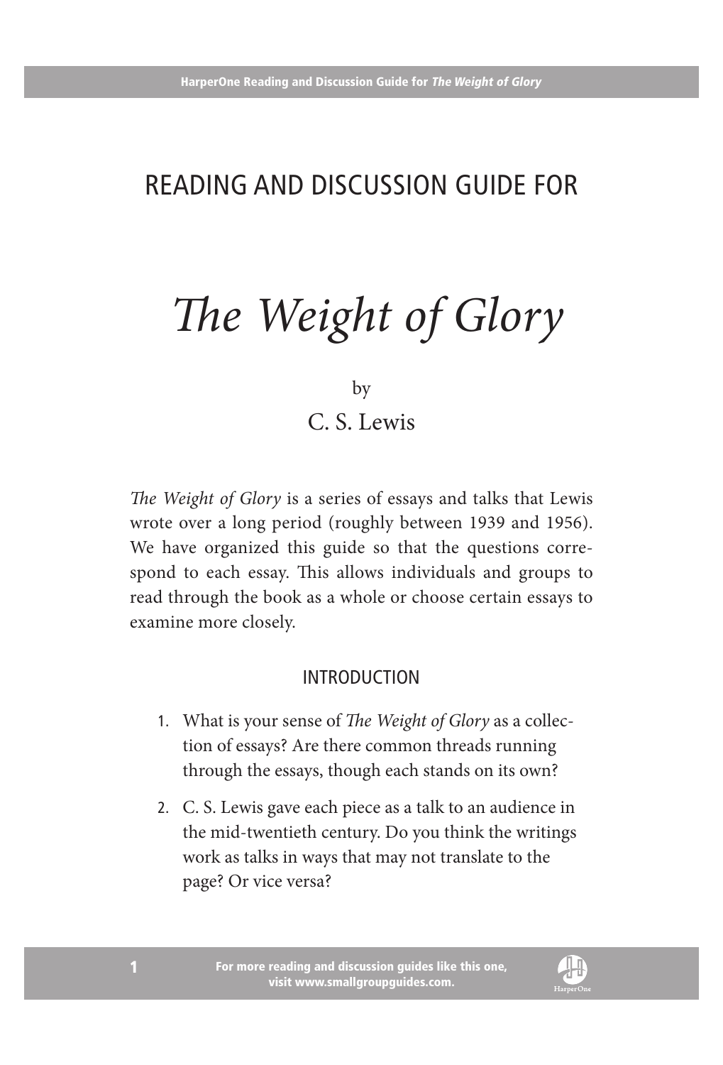# READING AND DISCUSSION GUIDE FOR

# *The Weight of Glory*

by

C. S. Lewis

*The Weight of Glory* is a series of essays and talks that Lewis wrote over a long period (roughly between 1939 and 1956). We have organized this guide so that the questions correspond to each essay. This allows individuals and groups to read through the book as a whole or choose certain essays to examine more closely.

## INTRODUCTION

1. What is your sense of *The Weight of Glory* as a collection of essays? Are there common threads running through the essays, though each stands on its own?
2. C. S. Lewis gave each piece as a talk to an audience in the mid-twentieth century. Do you think the writings work as talks in ways that may not translate to the page? Or vice versa?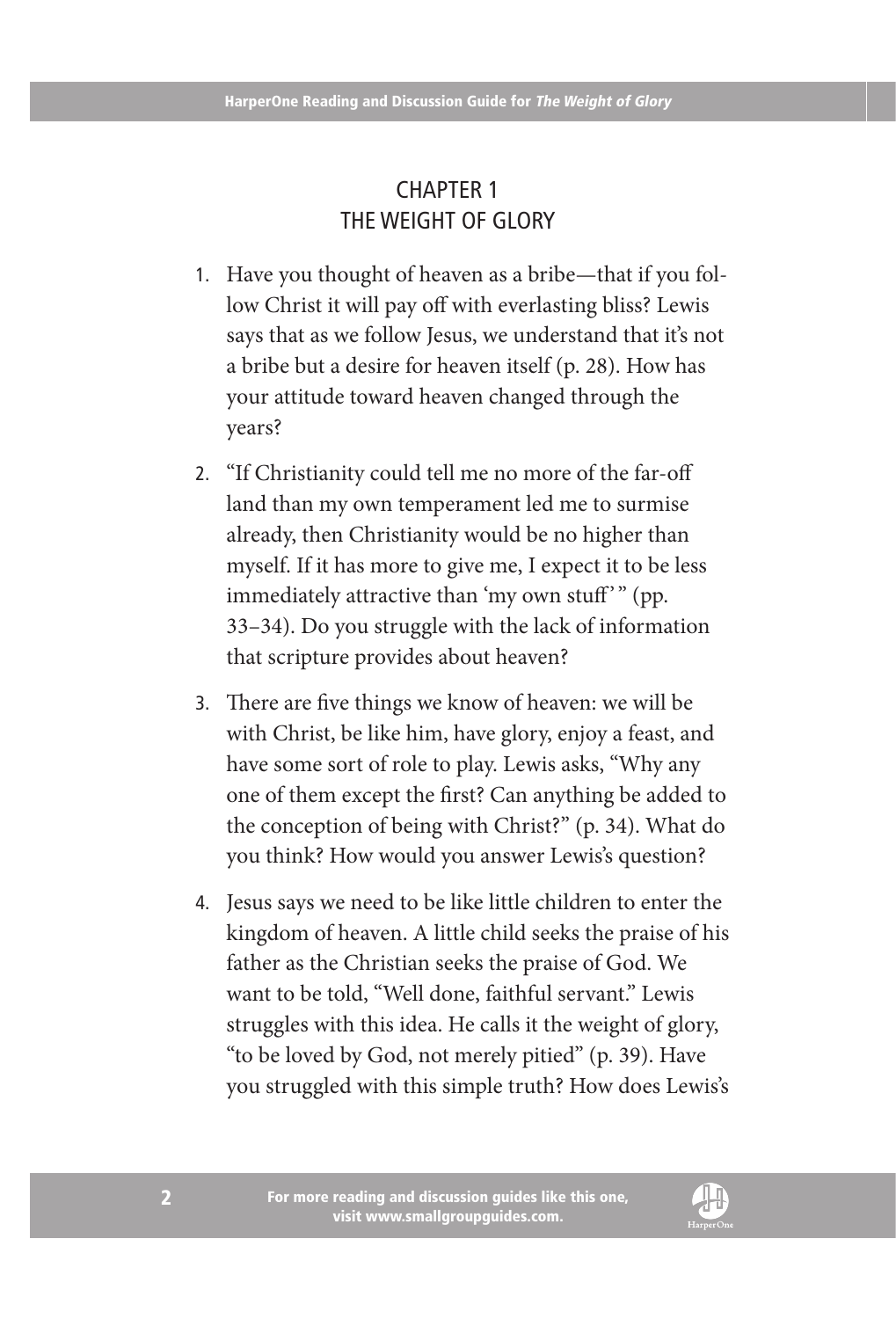## CHAPTER 1
## THE WEIGHT OF GLORY

1. Have you thought of heaven as a bribe—that if you follow Christ it will pay off with everlasting bliss? Lewis says that as we follow Jesus, we understand that it's not a bribe but a desire for heaven itself (p. 28). How has your attitude toward heaven changed through the years?

2. "If Christianity could tell me no more of the far-off land than my own temperament led me to surmise already, then Christianity would be no higher than myself. If it has more to give me, I expect it to be less immediately attractive than 'my own stuff' " (pp. 33–34). Do you struggle with the lack of information that scripture provides about heaven?

3. There are five things we know of heaven: we will be with Christ, be like him, have glory, enjoy a feast, and have some sort of role to play. Lewis asks, "Why any one of them except the first? Can anything be added to the conception of being with Christ?" (p. 34). What do you think? How would you answer Lewis's question?

4. Jesus says we need to be like little children to enter the kingdom of heaven. A little child seeks the praise of his father as the Christian seeks the praise of God. We want to be told, "Well done, faithful servant." Lewis struggles with this idea. He calls it the weight of glory, "to be loved by God, not merely pitied" (p. 39). Have you struggled with this simple truth? How does Lewis's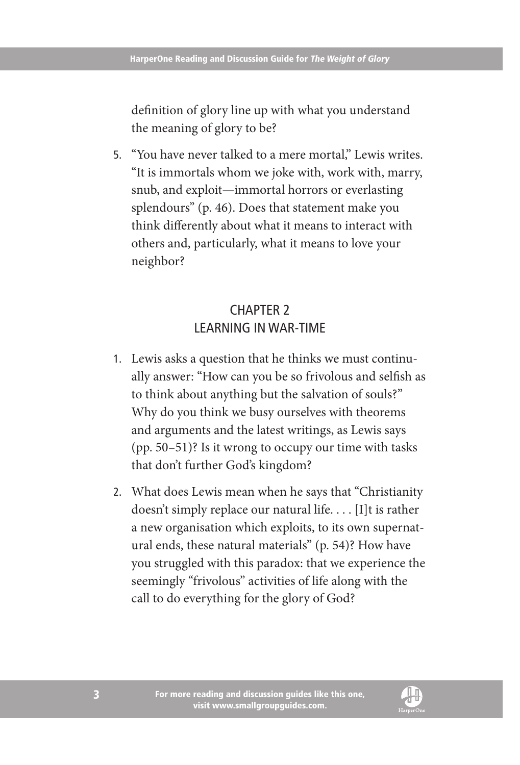definition of glory line up with what you understand the meaning of glory to be?

5. "You have never talked to a mere mortal," Lewis writes. "It is immortals whom we joke with, work with, marry, snub, and exploit—immortal horrors or everlasting splendours" (p. 46). Does that statement make you think differently about what it means to interact with others and, particularly, what it means to love your neighbor?

## CHAPTER 2
## LEARNING IN WAR-TIME

1. Lewis asks a question that he thinks we must continually answer: "How can you be so frivolous and selfish as to think about anything but the salvation of souls?" Why do you think we busy ourselves with theorems and arguments and the latest writings, as Lewis says (pp. 50–51)? Is it wrong to occupy our time with tasks that don't further God's kingdom?

2. What does Lewis mean when he says that "Christianity doesn't simply replace our natural life. . . . [I]t is rather a new organisation which exploits, to its own supernatural ends, these natural materials" (p. 54)? How have you struggled with this paradox: that we experience the seemingly "frivolous" activities of life along with the call to do everything for the glory of God?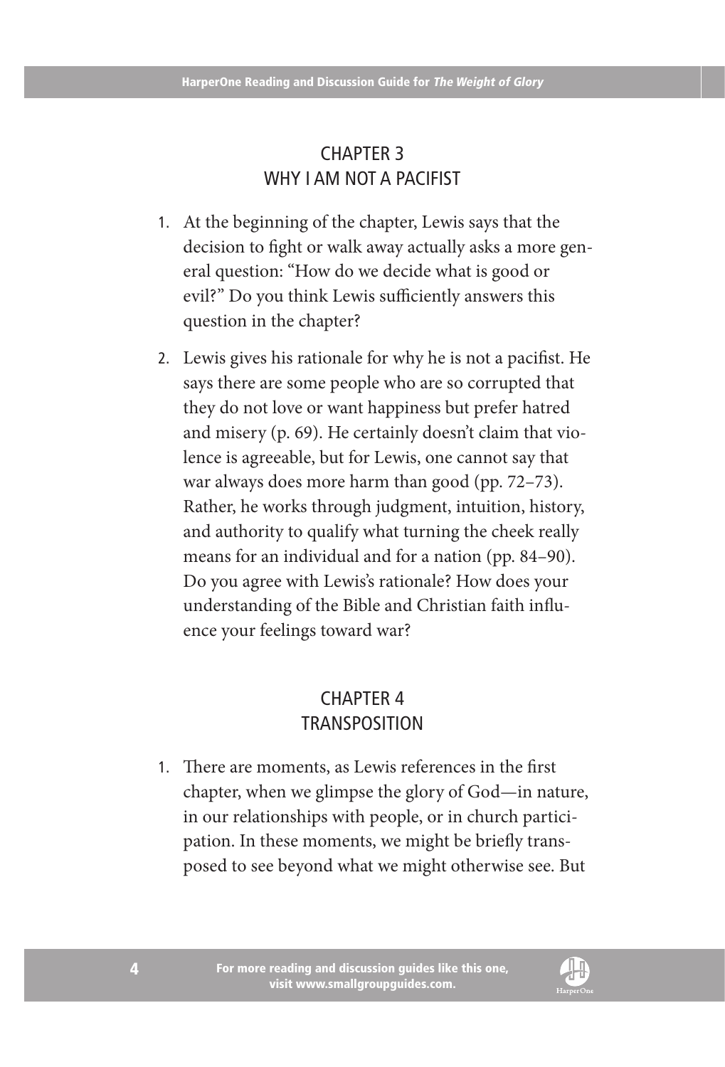## CHAPTER 3
## WHY I AM NOT A PACIFIST

1. At the beginning of the chapter, Lewis says that the decision to fight or walk away actually asks a more general question: "How do we decide what is good or evil?" Do you think Lewis sufficiently answers this question in the chapter?

2. Lewis gives his rationale for why he is not a pacifist. He says there are some people who are so corrupted that they do not love or want happiness but prefer hatred and misery (p. 69). He certainly doesn't claim that violence is agreeable, but for Lewis, one cannot say that war always does more harm than good (pp. 72–73). Rather, he works through judgment, intuition, history, and authority to qualify what turning the cheek really means for an individual and for a nation (pp. 84–90). Do you agree with Lewis's rationale? How does your understanding of the Bible and Christian faith influence your feelings toward war?

## CHAPTER 4
## TRANSPOSITION

1. There are moments, as Lewis references in the first chapter, when we glimpse the glory of God—in nature, in our relationships with people, or in church participation. In these moments, we might be briefly transposed to see beyond what we might otherwise see. But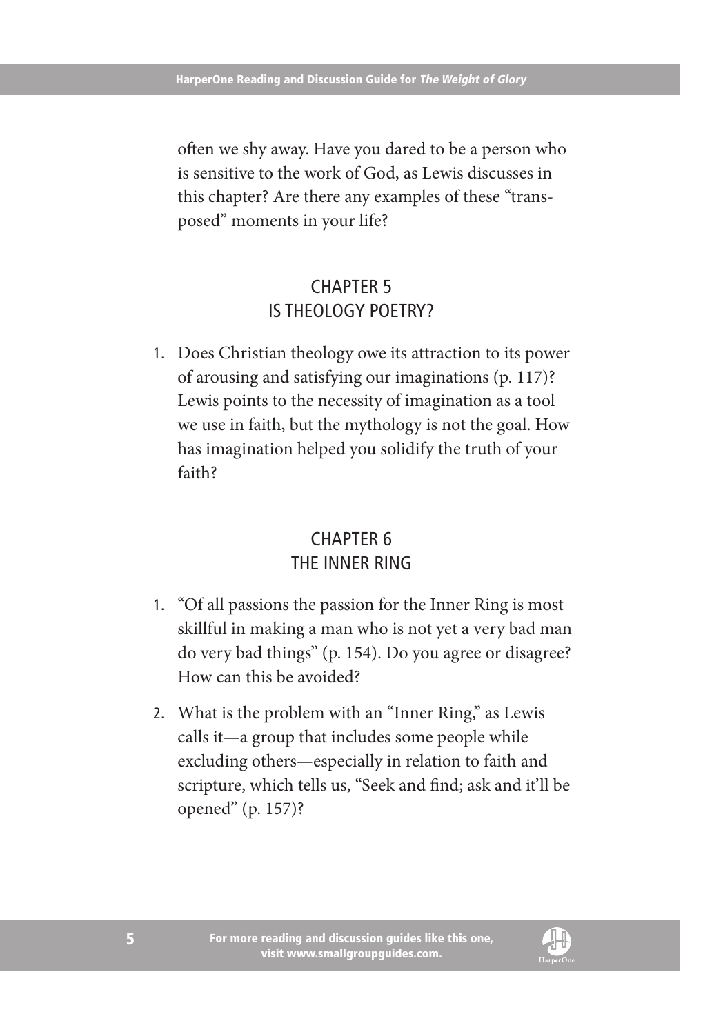often we shy away. Have you dared to be a person who is sensitive to the work of God, as Lewis discusses in this chapter? Are there any examples of these "transposed" moments in your life?

## CHAPTER 5
## IS THEOLOGY POETRY?

1. Does Christian theology owe its attraction to its power of arousing and satisfying our imaginations (p. 117)? Lewis points to the necessity of imagination as a tool we use in faith, but the mythology is not the goal. How has imagination helped you solidify the truth of your faith?

## CHAPTER 6
## THE INNER RING

1. "Of all passions the passion for the Inner Ring is most skillful in making a man who is not yet a very bad man do very bad things" (p. 154). Do you agree or disagree? How can this be avoided?
2. What is the problem with an "Inner Ring," as Lewis calls it—a group that includes some people while excluding others—especially in relation to faith and scripture, which tells us, "Seek and find; ask and it'll be opened" (p. 157)?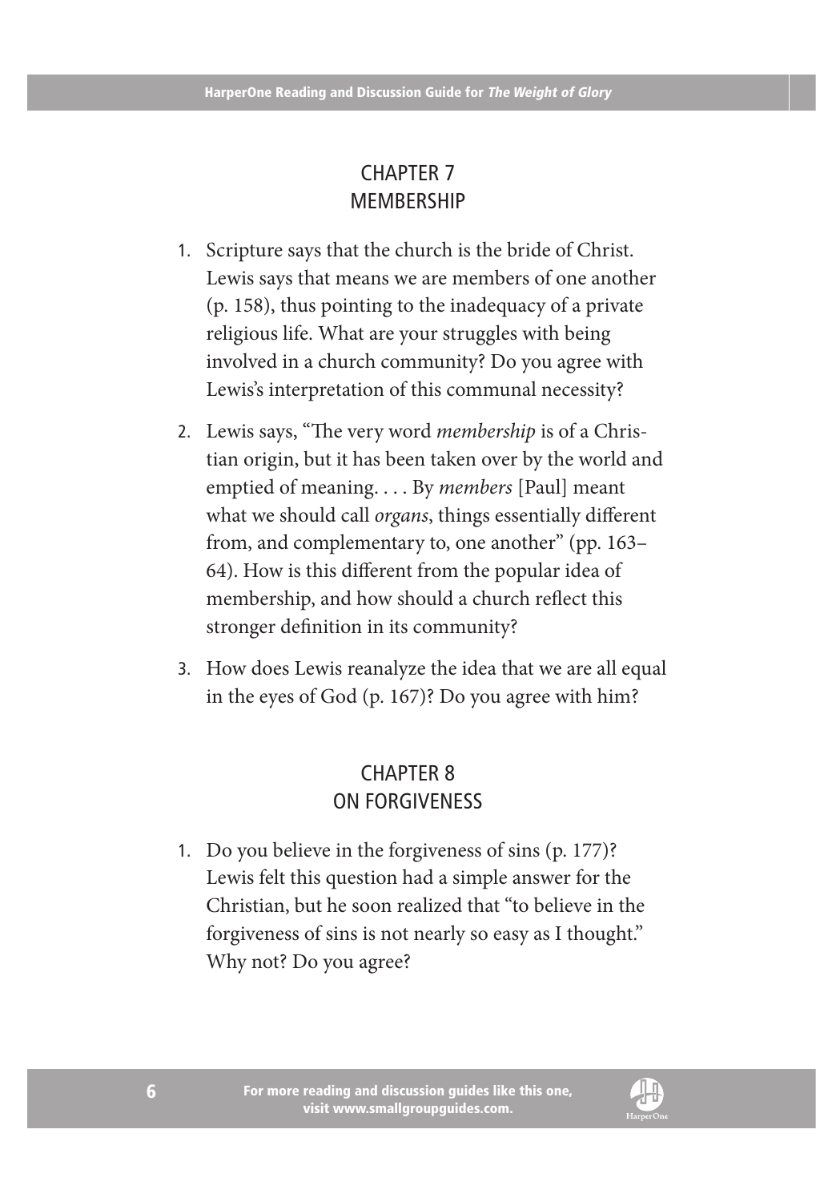## CHAPTER 7
## MEMBERSHIP

1. Scripture says that the church is the bride of Christ. Lewis says that means we are members of one another (p. 158), thus pointing to the inadequacy of a private religious life. What are your struggles with being involved in a church community? Do you agree with Lewis's interpretation of this communal necessity?

2. Lewis says, "The very word *membership* is of a Christian origin, but it has been taken over by the world and emptied of meaning. . . . By *members* [Paul] meant what we should call *organs*, things essentially different from, and complementary to, one another" (pp. 163–64). How is this different from the popular idea of membership, and how should a church reflect this stronger definition in its community?

3. How does Lewis reanalyze the idea that we are all equal in the eyes of God (p. 167)? Do you agree with him?

## CHAPTER 8
## ON FORGIVENESS

1. Do you believe in the forgiveness of sins (p. 177)? Lewis felt this question had a simple answer for the Christian, but he soon realized that "to believe in the forgiveness of sins is not nearly so easy as I thought." Why not? Do you agree?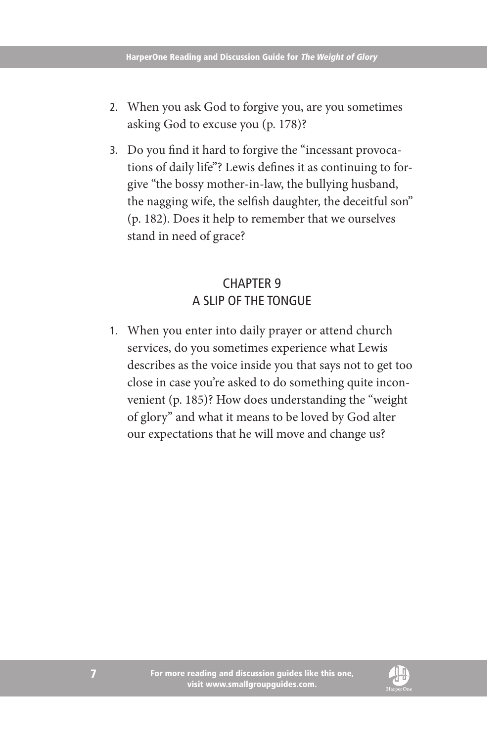2. When you ask God to forgive you, are you sometimes asking God to excuse you (p. 178)?
3. Do you find it hard to forgive the "incessant provocations of daily life"? Lewis defines it as continuing to forgive "the bossy mother-in-law, the bullying husband, the nagging wife, the selfish daughter, the deceitful son" (p. 182). Does it help to remember that we ourselves stand in need of grace?

## CHAPTER 9
## A SLIP OF THE TONGUE

1. When you enter into daily prayer or attend church services, do you sometimes experience what Lewis describes as the voice inside you that says not to get too close in case you're asked to do something quite inconvenient (p. 185)? How does understanding the "weight of glory" and what it means to be loved by God alter our expectations that he will move and change us?

For more reading and discussion guides like this one, visit www.smallgroupguides.com.